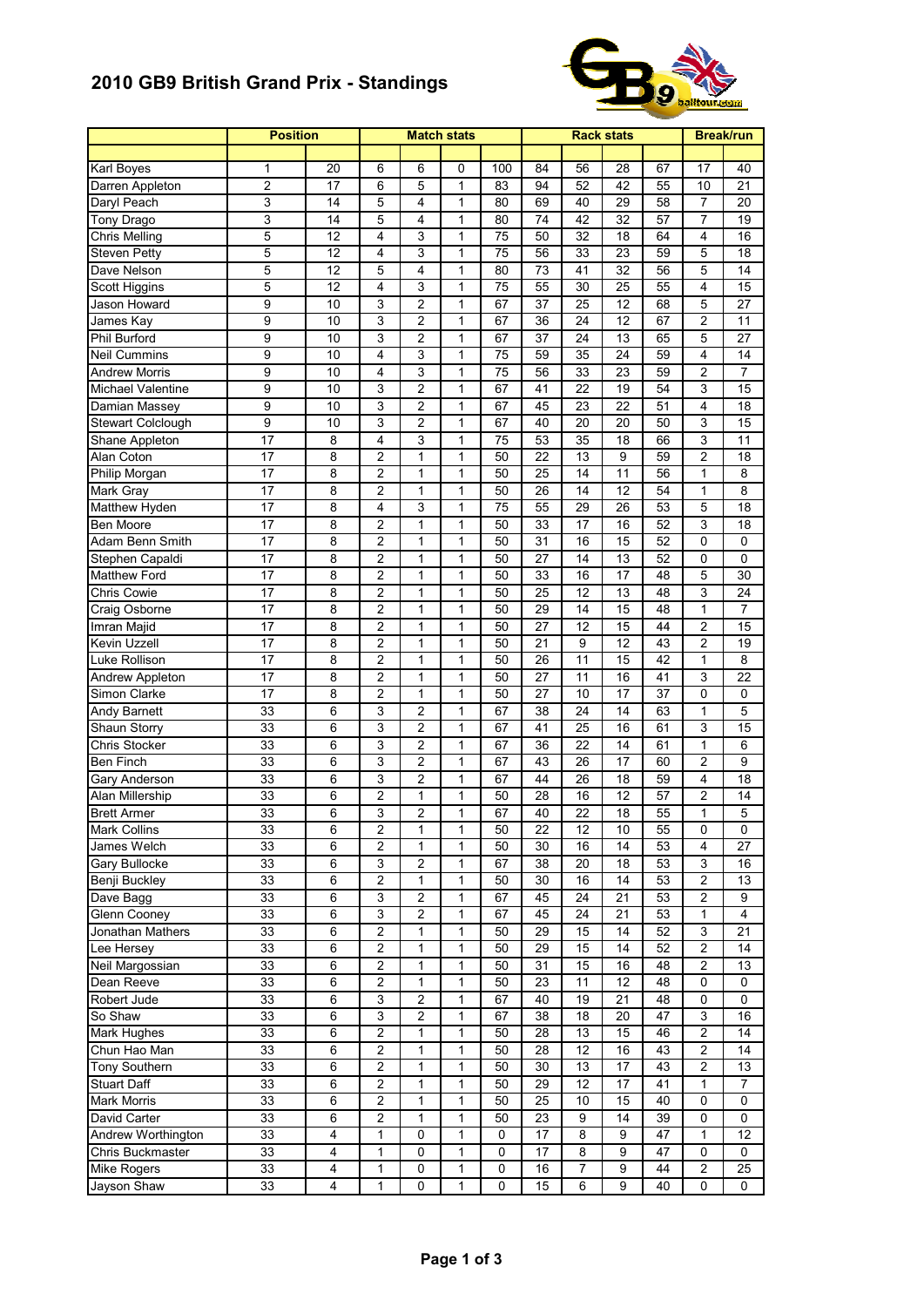# 2010 GB9 British Grand Prix - Standings

| | Position | | Match stats | | | | Rack stats | | | | Break/run | |
|---|---|---|---|---|---|---|---|---|---|---|---|---|
| | | | | | | | | | | | | |
| Karl Boyes | 1 | 20 | 6 | 6 | 0 | 100 | 84 | 56 | 28 | 67 | 17 | 40 |
| Darren Appleton | 2 | 17 | 6 | 5 | 1 | 83 | 94 | 52 | 42 | 55 | 10 | 21 |
| Daryl Peach | 3 | 14 | 5 | 4 | 1 | 80 | 69 | 40 | 29 | 58 | 7 | 20 |
| Tony Drago | 3 | 14 | 5 | 4 | 1 | 80 | 74 | 42 | 32 | 57 | 7 | 19 |
| Chris Melling | 5 | 12 | 4 | 3 | 1 | 75 | 50 | 32 | 18 | 64 | 4 | 16 |
| Steven Petty | 5 | 12 | 4 | 3 | 1 | 75 | 56 | 33 | 23 | 59 | 5 | 18 |
| Dave Nelson | 5 | 12 | 5 | 4 | 1 | 80 | 73 | 41 | 32 | 56 | 5 | 14 |
| Scott Higgins | 5 | 12 | 4 | 3 | 1 | 75 | 55 | 30 | 25 | 55 | 4 | 15 |
| Jason Howard | 9 | 10 | 3 | 2 | 1 | 67 | 37 | 25 | 12 | 68 | 5 | 27 |
| James Kay | 9 | 10 | 3 | 2 | 1 | 67 | 36 | 24 | 12 | 67 | 2 | 11 |
| Phil Burford | 9 | 10 | 3 | 2 | 1 | 67 | 37 | 24 | 13 | 65 | 5 | 27 |
| Neil Cummins | 9 | 10 | 4 | 3 | 1 | 75 | 59 | 35 | 24 | 59 | 4 | 14 |
| Andrew Morris | 9 | 10 | 4 | 3 | 1 | 75 | 56 | 33 | 23 | 59 | 2 | 7 |
| Michael Valentine | 9 | 10 | 3 | 2 | 1 | 67 | 41 | 22 | 19 | 54 | 3 | 15 |
| Damian Massey | 9 | 10 | 3 | 2 | 1 | 67 | 45 | 23 | 22 | 51 | 4 | 18 |
| Stewart Colclough | 9 | 10 | 3 | 2 | 1 | 67 | 40 | 20 | 20 | 50 | 3 | 15 |
| Shane Appleton | 17 | 8 | 4 | 3 | 1 | 75 | 53 | 35 | 18 | 66 | 3 | 11 |
| Alan Coton | 17 | 8 | 2 | 1 | 1 | 50 | 22 | 13 | 9 | 59 | 2 | 18 |
| Philip Morgan | 17 | 8 | 2 | 1 | 1 | 50 | 25 | 14 | 11 | 56 | 1 | 8 |
| Mark Gray | 17 | 8 | 2 | 1 | 1 | 50 | 26 | 14 | 12 | 54 | 1 | 8 |
| Matthew Hyden | 17 | 8 | 4 | 3 | 1 | 75 | 55 | 29 | 26 | 53 | 5 | 18 |
| Ben Moore | 17 | 8 | 2 | 1 | 1 | 50 | 33 | 17 | 16 | 52 | 3 | 18 |
| Adam Benn Smith | 17 | 8 | 2 | 1 | 1 | 50 | 31 | 16 | 15 | 52 | 0 | 0 |
| Stephen Capaldi | 17 | 8 | 2 | 1 | 1 | 50 | 27 | 14 | 13 | 52 | 0 | 0 |
| Matthew Ford | 17 | 8 | 2 | 1 | 1 | 50 | 33 | 16 | 17 | 48 | 5 | 30 |
| Chris Cowie | 17 | 8 | 2 | 1 | 1 | 50 | 25 | 12 | 13 | 48 | 3 | 24 |
| Craig Osborne | 17 | 8 | 2 | 1 | 1 | 50 | 29 | 14 | 15 | 48 | 1 | 7 |
| Imran Majid | 17 | 8 | 2 | 1 | 1 | 50 | 27 | 12 | 15 | 44 | 2 | 15 |
| Kevin Uzzell | 17 | 8 | 2 | 1 | 1 | 50 | 21 | 9 | 12 | 43 | 2 | 19 |
| Luke Rollison | 17 | 8 | 2 | 1 | 1 | 50 | 26 | 11 | 15 | 42 | 1 | 8 |
| Andrew Appleton | 17 | 8 | 2 | 1 | 1 | 50 | 27 | 11 | 16 | 41 | 3 | 22 |
| Simon Clarke | 17 | 8 | 2 | 1 | 1 | 50 | 27 | 10 | 17 | 37 | 0 | 0 |
| Andy Barnett | 33 | 6 | 3 | 2 | 1 | 67 | 38 | 24 | 14 | 63 | 1 | 5 |
| Shaun Storry | 33 | 6 | 3 | 2 | 1 | 67 | 41 | 25 | 16 | 61 | 3 | 15 |
| Chris Stocker | 33 | 6 | 3 | 2 | 1 | 67 | 36 | 22 | 14 | 61 | 1 | 6 |
| Ben Finch | 33 | 6 | 3 | 2 | 1 | 67 | 43 | 26 | 17 | 60 | 2 | 9 |
| Gary Anderson | 33 | 6 | 3 | 2 | 1 | 67 | 44 | 26 | 18 | 59 | 4 | 18 |
| Alan Millership | 33 | 6 | 2 | 1 | 1 | 50 | 28 | 16 | 12 | 57 | 2 | 14 |
| Brett Armer | 33 | 6 | 3 | 2 | 1 | 67 | 40 | 22 | 18 | 55 | 1 | 5 |
| Mark Collins | 33 | 6 | 2 | 1 | 1 | 50 | 22 | 12 | 10 | 55 | 0 | 0 |
| James Welch | 33 | 6 | 2 | 1 | 1 | 50 | 30 | 16 | 14 | 53 | 4 | 27 |
| Gary Bullocke | 33 | 6 | 3 | 2 | 1 | 67 | 38 | 20 | 18 | 53 | 3 | 16 |
| Benji Buckley | 33 | 6 | 2 | 1 | 1 | 50 | 30 | 16 | 14 | 53 | 2 | 13 |
| Dave Bagg | 33 | 6 | 3 | 2 | 1 | 67 | 45 | 24 | 21 | 53 | 2 | 9 |
| Glenn Cooney | 33 | 6 | 3 | 2 | 1 | 67 | 45 | 24 | 21 | 53 | 1 | 4 |
| Jonathan Mathers | 33 | 6 | 2 | 1 | 1 | 50 | 29 | 15 | 14 | 52 | 3 | 21 |
| Lee Hersey | 33 | 6 | 2 | 1 | 1 | 50 | 29 | 15 | 14 | 52 | 2 | 14 |
| Neil Margossian | 33 | 6 | 2 | 1 | 1 | 50 | 31 | 15 | 16 | 48 | 2 | 13 |
| Dean Reeve | 33 | 6 | 2 | 1 | 1 | 50 | 23 | 11 | 12 | 48 | 0 | 0 |
| Robert Jude | 33 | 6 | 3 | 2 | 1 | 67 | 40 | 19 | 21 | 48 | 0 | 0 |
| So Shaw | 33 | 6 | 3 | 2 | 1 | 67 | 38 | 18 | 20 | 47 | 3 | 16 |
| Mark Hughes | 33 | 6 | 2 | 1 | 1 | 50 | 28 | 13 | 15 | 46 | 2 | 14 |
| Chun Hao Man | 33 | 6 | 2 | 1 | 1 | 50 | 28 | 12 | 16 | 43 | 2 | 14 |
| Tony Southern | 33 | 6 | 2 | 1 | 1 | 50 | 30 | 13 | 17 | 43 | 2 | 13 |
| Stuart Daff | 33 | 6 | 2 | 1 | 1 | 50 | 29 | 12 | 17 | 41 | 1 | 7 |
| Mark Morris | 33 | 6 | 2 | 1 | 1 | 50 | 25 | 10 | 15 | 40 | 0 | 0 |
| David Carter | 33 | 6 | 2 | 1 | 1 | 50 | 23 | 9 | 14 | 39 | 0 | 0 |
| Andrew Worthington | 33 | 4 | 1 | 0 | 1 | 0 | 17 | 8 | 9 | 47 | 1 | 12 |
| Chris Buckmaster | 33 | 4 | 1 | 0 | 1 | 0 | 17 | 8 | 9 | 47 | 0 | 0 |
| Mike Rogers | 33 | 4 | 1 | 0 | 1 | 0 | 16 | 7 | 9 | 44 | 2 | 25 |
| Jayson Shaw | 33 | 4 | 1 | 0 | 1 | 0 | 15 | 6 | 9 | 40 | 0 | 0 |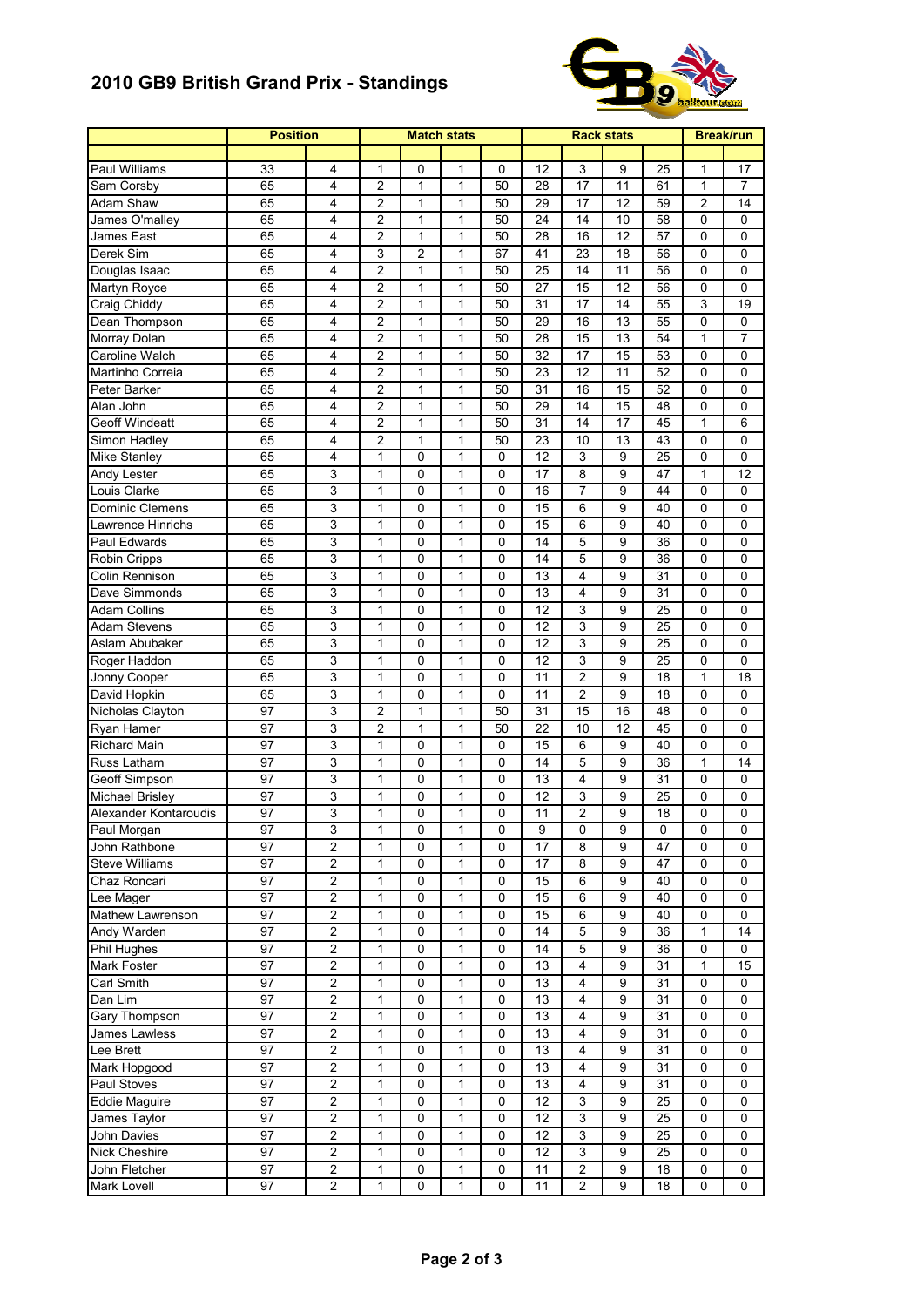# 2010 GB9 British Grand Prix - Standings

| | Position | | Match stats | | | | Rack stats | | | | Break/run | |
|---|---|---|---|---|---|---|---|---|---|---|---|---|
| | | | | | | | | | | | | |
| Paul Williams | 33 | 4 | 1 | 0 | 1 | 0 | 12 | 3 | 9 | 25 | 1 | 17 |
| Sam Corsby | 65 | 4 | 2 | 1 | 1 | 50 | 28 | 17 | 11 | 61 | 1 | 7 |
| Adam Shaw | 65 | 4 | 2 | 1 | 1 | 50 | 29 | 17 | 12 | 59 | 2 | 14 |
| James O'malley | 65 | 4 | 2 | 1 | 1 | 50 | 24 | 14 | 10 | 58 | 0 | 0 |
| James East | 65 | 4 | 2 | 1 | 1 | 50 | 28 | 16 | 12 | 57 | 0 | 0 |
| Derek Sim | 65 | 4 | 3 | 2 | 1 | 67 | 41 | 23 | 18 | 56 | 0 | 0 |
| Douglas Isaac | 65 | 4 | 2 | 1 | 1 | 50 | 25 | 14 | 11 | 56 | 0 | 0 |
| Martyn Royce | 65 | 4 | 2 | 1 | 1 | 50 | 27 | 15 | 12 | 56 | 0 | 0 |
| Craig Chiddy | 65 | 4 | 2 | 1 | 1 | 50 | 31 | 17 | 14 | 55 | 3 | 19 |
| Dean Thompson | 65 | 4 | 2 | 1 | 1 | 50 | 29 | 16 | 13 | 55 | 0 | 0 |
| Morray Dolan | 65 | 4 | 2 | 1 | 1 | 50 | 28 | 15 | 13 | 54 | 1 | 7 |
| Caroline Walch | 65 | 4 | 2 | 1 | 1 | 50 | 32 | 17 | 15 | 53 | 0 | 0 |
| Martinho Correia | 65 | 4 | 2 | 1 | 1 | 50 | 23 | 12 | 11 | 52 | 0 | 0 |
| Peter Barker | 65 | 4 | 2 | 1 | 1 | 50 | 31 | 16 | 15 | 52 | 0 | 0 |
| Alan John | 65 | 4 | 2 | 1 | 1 | 50 | 29 | 14 | 15 | 48 | 0 | 0 |
| Geoff Windeatt | 65 | 4 | 2 | 1 | 1 | 50 | 31 | 14 | 17 | 45 | 1 | 6 |
| Simon Hadley | 65 | 4 | 2 | 1 | 1 | 50 | 23 | 10 | 13 | 43 | 0 | 0 |
| Mike Stanley | 65 | 4 | 1 | 0 | 1 | 0 | 12 | 3 | 9 | 25 | 0 | 0 |
| Andy Lester | 65 | 3 | 1 | 0 | 1 | 0 | 17 | 8 | 9 | 47 | 1 | 12 |
| Louis Clarke | 65 | 3 | 1 | 0 | 1 | 0 | 16 | 7 | 9 | 44 | 0 | 0 |
| Dominic Clemens | 65 | 3 | 1 | 0 | 1 | 0 | 15 | 6 | 9 | 40 | 0 | 0 |
| Lawrence Hinrichs | 65 | 3 | 1 | 0 | 1 | 0 | 15 | 6 | 9 | 40 | 0 | 0 |
| Paul Edwards | 65 | 3 | 1 | 0 | 1 | 0 | 14 | 5 | 9 | 36 | 0 | 0 |
| Robin Cripps | 65 | 3 | 1 | 0 | 1 | 0 | 14 | 5 | 9 | 36 | 0 | 0 |
| Colin Rennison | 65 | 3 | 1 | 0 | 1 | 0 | 13 | 4 | 9 | 31 | 0 | 0 |
| Dave Simmonds | 65 | 3 | 1 | 0 | 1 | 0 | 13 | 4 | 9 | 31 | 0 | 0 |
| Adam Collins | 65 | 3 | 1 | 0 | 1 | 0 | 12 | 3 | 9 | 25 | 0 | 0 |
| Adam Stevens | 65 | 3 | 1 | 0 | 1 | 0 | 12 | 3 | 9 | 25 | 0 | 0 |
| Aslam Abubaker | 65 | 3 | 1 | 0 | 1 | 0 | 12 | 3 | 9 | 25 | 0 | 0 |
| Roger Haddon | 65 | 3 | 1 | 0 | 1 | 0 | 12 | 3 | 9 | 25 | 0 | 0 |
| Jonny Cooper | 65 | 3 | 1 | 0 | 1 | 0 | 11 | 2 | 9 | 18 | 1 | 18 |
| David Hopkin | 65 | 3 | 1 | 0 | 1 | 0 | 11 | 2 | 9 | 18 | 0 | 0 |
| Nicholas Clayton | 97 | 3 | 2 | 1 | 1 | 50 | 31 | 15 | 16 | 48 | 0 | 0 |
| Ryan Hamer | 97 | 3 | 2 | 1 | 1 | 50 | 22 | 10 | 12 | 45 | 0 | 0 |
| Richard Main | 97 | 3 | 1 | 0 | 1 | 0 | 15 | 6 | 9 | 40 | 0 | 0 |
| Russ Latham | 97 | 3 | 1 | 0 | 1 | 0 | 14 | 5 | 9 | 36 | 1 | 14 |
| Geoff Simpson | 97 | 3 | 1 | 0 | 1 | 0 | 13 | 4 | 9 | 31 | 0 | 0 |
| Michael Brisley | 97 | 3 | 1 | 0 | 1 | 0 | 12 | 3 | 9 | 25 | 0 | 0 |
| Alexander Kontaroudis | 97 | 3 | 1 | 0 | 1 | 0 | 11 | 2 | 9 | 18 | 0 | 0 |
| Paul Morgan | 97 | 3 | 1 | 0 | 1 | 0 | 9 | 0 | 9 | 0 | 0 | 0 |
| John Rathbone | 97 | 2 | 1 | 0 | 1 | 0 | 17 | 8 | 9 | 47 | 0 | 0 |
| Steve Williams | 97 | 2 | 1 | 0 | 1 | 0 | 17 | 8 | 9 | 47 | 0 | 0 |
| Chaz Roncari | 97 | 2 | 1 | 0 | 1 | 0 | 15 | 6 | 9 | 40 | 0 | 0 |
| Lee Mager | 97 | 2 | 1 | 0 | 1 | 0 | 15 | 6 | 9 | 40 | 0 | 0 |
| Mathew Lawrenson | 97 | 2 | 1 | 0 | 1 | 0 | 15 | 6 | 9 | 40 | 0 | 0 |
| Andy Warden | 97 | 2 | 1 | 0 | 1 | 0 | 14 | 5 | 9 | 36 | 1 | 14 |
| Phil Hughes | 97 | 2 | 1 | 0 | 1 | 0 | 14 | 5 | 9 | 36 | 0 | 0 |
| Mark Foster | 97 | 2 | 1 | 0 | 1 | 0 | 13 | 4 | 9 | 31 | 1 | 15 |
| Carl Smith | 97 | 2 | 1 | 0 | 1 | 0 | 13 | 4 | 9 | 31 | 0 | 0 |
| Dan Lim | 97 | 2 | 1 | 0 | 1 | 0 | 13 | 4 | 9 | 31 | 0 | 0 |
| Gary Thompson | 97 | 2 | 1 | 0 | 1 | 0 | 13 | 4 | 9 | 31 | 0 | 0 |
| James Lawless | 97 | 2 | 1 | 0 | 1 | 0 | 13 | 4 | 9 | 31 | 0 | 0 |
| Lee Brett | 97 | 2 | 1 | 0 | 1 | 0 | 13 | 4 | 9 | 31 | 0 | 0 |
| Mark Hopgood | 97 | 2 | 1 | 0 | 1 | 0 | 13 | 4 | 9 | 31 | 0 | 0 |
| Paul Stoves | 97 | 2 | 1 | 0 | 1 | 0 | 13 | 4 | 9 | 31 | 0 | 0 |
| Eddie Maguire | 97 | 2 | 1 | 0 | 1 | 0 | 12 | 3 | 9 | 25 | 0 | 0 |
| James Taylor | 97 | 2 | 1 | 0 | 1 | 0 | 12 | 3 | 9 | 25 | 0 | 0 |
| John Davies | 97 | 2 | 1 | 0 | 1 | 0 | 12 | 3 | 9 | 25 | 0 | 0 |
| Nick Cheshire | 97 | 2 | 1 | 0 | 1 | 0 | 12 | 3 | 9 | 25 | 0 | 0 |
| John Fletcher | 97 | 2 | 1 | 0 | 1 | 0 | 11 | 2 | 9 | 18 | 0 | 0 |
| Mark Lovell | 97 | 2 | 1 | 0 | 1 | 0 | 11 | 2 | 9 | 18 | 0 | 0 |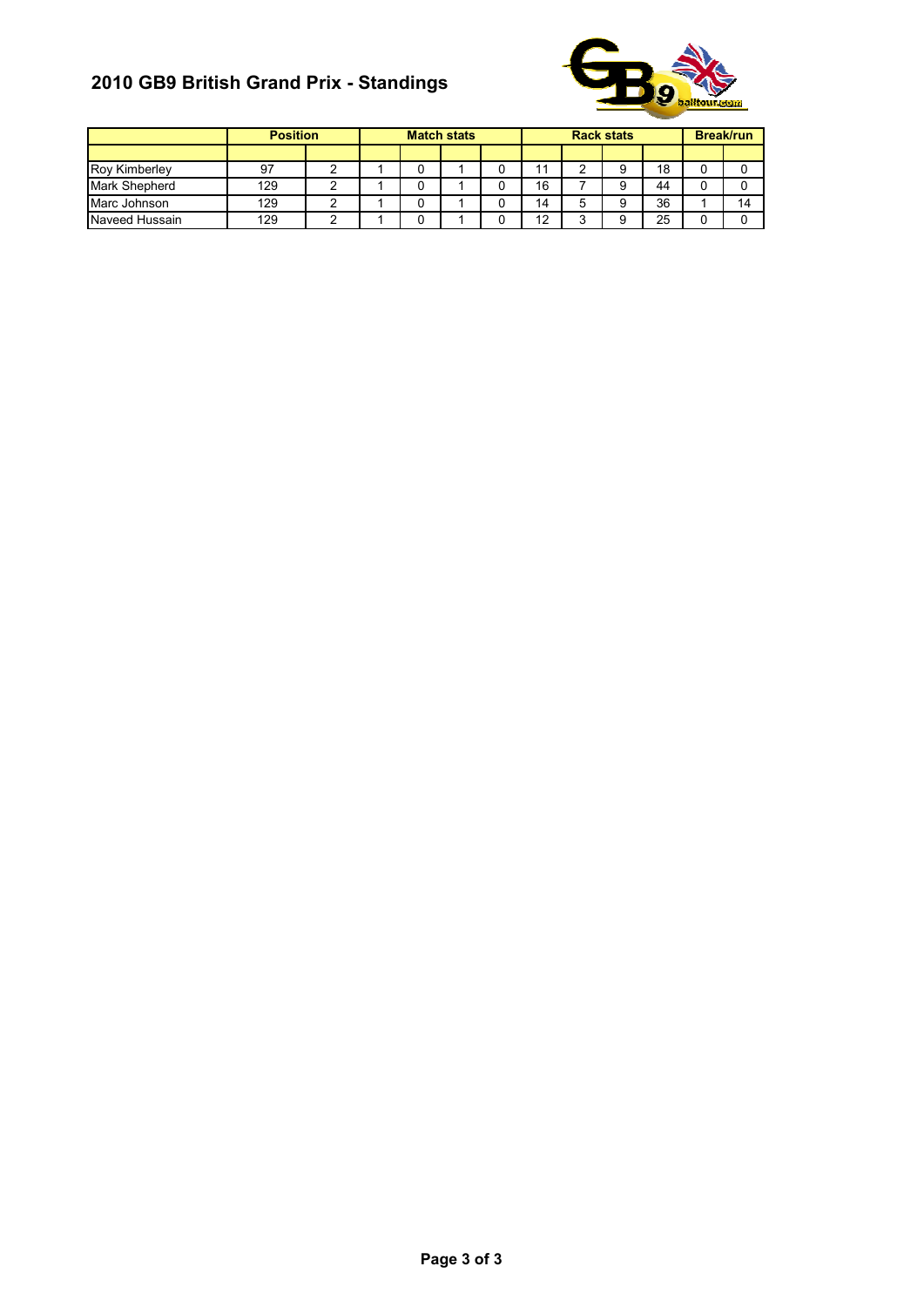# 2010 GB9 British Grand Prix - Standings

| | Position | | Match stats | | | | Rack stats | | | | Break/run | |
|---|---|---|---|---|---|---|---|---|---|---|---|---|
| | | | | | | | | | | | | |
| Roy Kimberley | 97 | 2 | 1 | 0 | 1 | 0 | 11 | 2 | 9 | 18 | 0 | 0 |
| Mark Shepherd | 129 | 2 | 1 | 0 | 1 | 0 | 16 | 7 | 9 | 44 | 0 | 0 |
| Marc Johnson | 129 | 2 | 1 | 0 | 1 | 0 | 14 | 5 | 9 | 36 | 1 | 14 |
| Naveed Hussain | 129 | 2 | 1 | 0 | 1 | 0 | 12 | 3 | 9 | 25 | 0 | 0 |